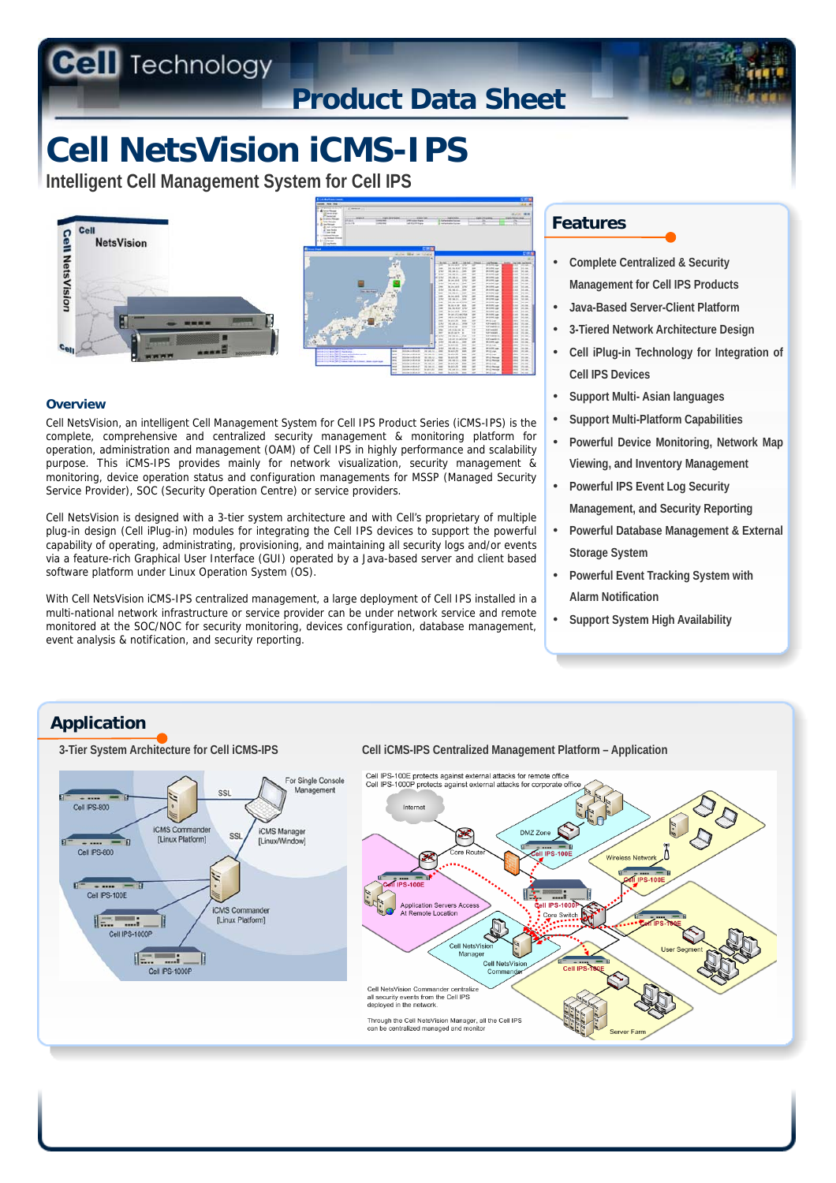Cell Technology

Product Data Sheet

# Cell NetsVision iCMS-IPS

### Intelligent Cell Management System for Cell IPS

## Overview

Cell NetsVision, an intelligent Cell Management System for Cell IPS Product Series (iCMS-IPS) is the complete, comprehensive and centralized security management & monitoring platform for operation, administration and management (OAM) of Cell IPS in highly performance and scalability purpose. This iCMS-IPS provides mainly for network visualization, security management & monitoring, device operation status and configuration managements for MSSP (Managed Security Service Provider), SOC (Security Operation Centre) or service providers.

Cell NetsVision is designed with a 3-tier system architecture and with Cell's proprietary of multiple plug-in design (Cell iPlug-in) modules for integrating the Cell IPS devices to support the powerful capability of operating, administrating, provisioning, and maintaining all security logs and/or events via a feature-rich Graphical User Interface (GUI) operated by a Java-based server and client based software platform under Linux Operation System (OS).

With Cell NetsVision iCMS-IPS centralized management, a large deployment of Cell IPS installed in a multi-national network infrastructure or service provider can be under network service and remote monitored at the SOC/NOC for security monitoring, devices configuration, database management, event analysis & notification, and security reporting.

## Features

- Complete Centralized & Security Management for Cell IPS Products
- Java-Based Server-Client Platform
- 3-Tiered Network Architecture Design
- Cell iPlug-in Technology for Integration of Cell IPS Devices
- Support Multi- Asian languages
- Support Multi-Platform Capabilities
- Powerful Device Monitoring, Network Map Viewing, and Inventory Management
- Powerful IPS Event Log Security Management, and Security Reporting
- Powerful Database Management & External Storage System
- Powerful Event Tracking System with Alarm Notification
- Support System High Availability

## Application

### 3-Tier System Architecture for Cell iCMS-IPS

### Cell iCMS-IPS Centralized Management Platform – Application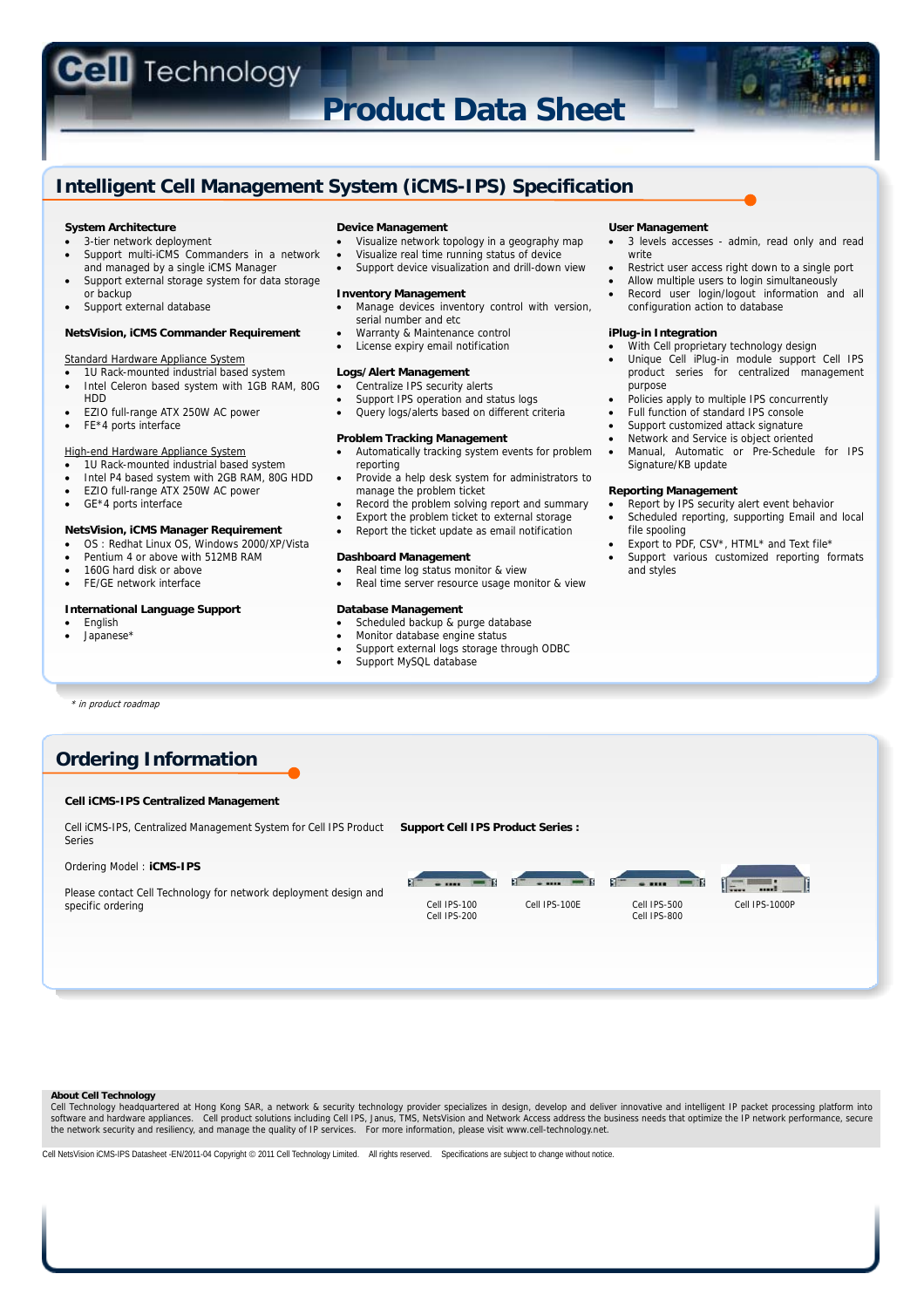# Intelligent Cell Management System (iCMS-IPS) Specification

### System Architecture

- 3-tier network deployment
- Support multi-iCMS Commanders in a network and managed by a single iCMS Manager
- Support external storage system for data storage or backup
- Support external database

### NetsVision, iCMS Commander Requirement

Standard Hardware Appliance System

- 1U Rack-mounted industrial based system
- Intel Celeron based system with 1GB RAM, 80G HDD
- EZIO full-range ATX 250W AC power
- FE*4 ports interface

High-end Hardware Appliance System

- 1U Rack-mounted industrial based system
- Intel P4 based system with 2GB RAM, 80G HDD
- EZIO full-range ATX 250W AC power
- GE*4 ports interface

### NetsVision, iCMS Manager Requirement

- OS : Redhat Linux OS, Windows 2000/XP/Vista
- Pentium 4 or above with 512MB RAM
- 160G hard disk or above
- FE/GE network interface

### International Language Support

- English
- Japanese*

### Device Management

- Visualize network topology in a geography map
- Visualize real time running status of device
- Support device visualization and drill-down view

### Inventory Management

- Manage devices inventory control with version, serial number and etc
- Warranty & Maintenance control
- License expiry email notification

### Logs/Alert Management

- Centralize IPS security alerts
- Support IPS operation and status logs
- Query logs/alerts based on different criteria

### Problem Tracking Management

- Automatically tracking system events for problem reporting
- Provide a help desk system for administrators to manage the problem ticket
- Record the problem solving report and summary
- Export the problem ticket to external storage
- Report the ticket update as email notification

### Dashboard Management

- Real time log status monitor & view
- Real time server resource usage monitor & view

### Database Management

- Scheduled backup & purge database
- Monitor database engine status
- Support external logs storage through ODBC
- Support MySQL database

### User Management

- 3 levels accesses - admin, read only and read write
- Restrict user access right down to a single port
- Allow multiple users to login simultaneously
- Record user login/logout information and all configuration action to database

### iPlug-in Integration

- With Cell proprietary technology design
- Unique Cell iPlug-in module support Cell IPS product series for centralized management purpose
- Policies apply to multiple IPS concurrently
- Full function of standard IPS console
- Support customized attack signature
- Network and Service is object oriented
- Manual, Automatic or Pre-Schedule for IPS Signature/KB update

### Reporting Management

- Report by IPS security alert event behavior
- Scheduled reporting, supporting Email and local file spooling
- Export to PDF, CSV*, HTML* and Text file*
- Support various customized reporting formats and styles

*\* in product roadmap*

# Ordering Information

### Cell iCMS-IPS Centralized Management

Cell iCMS-IPS, Centralized Management System for Cell IPS Product Series

Ordering Model : **iCMS-IPS**

Please contact Cell Technology for network deployment design and specific ordering

**Support Cell IPS Product Series :**

Cell IPS-100
Cell IPS-200

Cell IPS-100E

Cell IPS-500
Cell IPS-800

Cell IPS-1000P

**About Cell Technology**

Cell Technology headquartered at Hong Kong SAR, a network & security technology provider specializes in design, develop and deliver innovative and intelligent IP packet processing platform into software and hardware appliances. Cell product solutions including Cell IPS, Janus, TMS, NetsVision and Network Access address the business needs that optimize the IP network performance, secure the network security and resiliency, and manage the quality of IP services. For more information, please visit www.cell-technology.net.

Cell NetsVision iCMS-IPS Datasheet -EN/2011-04 Copyright © 2011 Cell Technology Limited. All rights reserved. Specifications are subject to change without notice.